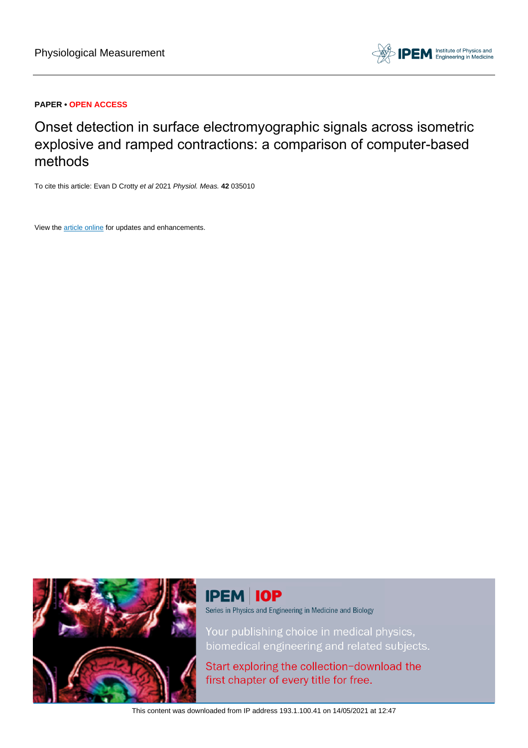Physiological Measurement

**PAPER** • **OPEN ACCESS**

# Onset detection in surface electromyographic signals across isometric explosive and ramped contractions: a comparison of computer-based methods

To cite this article: Evan D Crotty *et al* 2021 *Physiol. Meas.* **42** 035010

View the article online for updates and enhancements.

IPEM | IOP

Series in Physics and Engineering in Medicine and Biology

Your publishing choice in medical physics, biomedical engineering and related subjects.

Start exploring the collection–download the first chapter of every title for free.

This content was downloaded from IP address 193.1.100.41 on 14/05/2021 at 12:47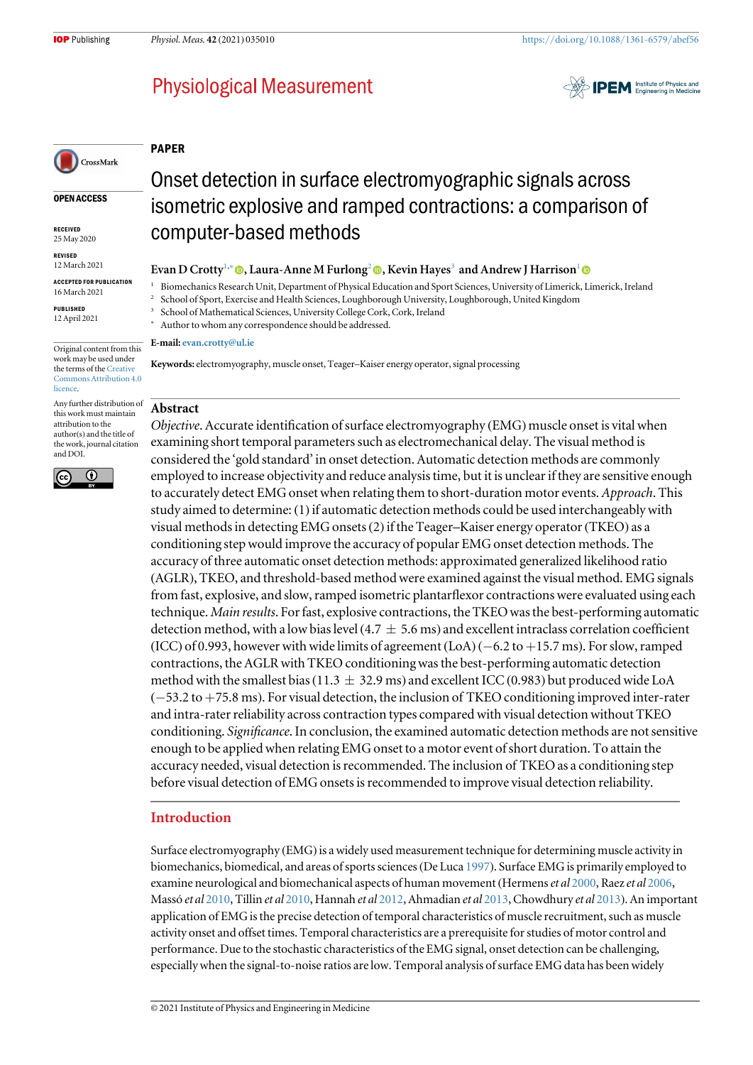## PAPER

# Onset detection in surface electromyographic signals across isometric explosive and ramped contractions: a comparison of computer-based methods

**OPEN ACCESS**

RECEIVED
25 May 2020

REVISED
12 March 2021

ACCEPTED FOR PUBLICATION
16 March 2021

PUBLISHED
12 April 2021

Original content from this work may be used under the terms of the Creative Commons Attribution 4.0 licence.

Any further distribution of this work must maintain attribution to the author(s) and the title of the work, journal citation and DOI.

**Evan D Crotty**[1,*], **Laura-Anne M Furlong**[2], **Kevin Hayes**[3] and **Andrew J Harrison**[1]

[1] Biomechanics Research Unit, Department of Physical Education and Sport Sciences, University of Limerick, Limerick, Ireland
[2] School of Sport, Exercise and Health Sciences, Loughborough University, Loughborough, United Kingdom
[3] School of Mathematical Sciences, University College Cork, Cork, Ireland
[*] Author to whom any correspondence should be addressed.

**E-mail:** evan.crotty@ul.ie

**Keywords:** electromyography, muscle onset, Teager–Kaiser energy operator, signal processing

## Abstract

*Objective*. Accurate identification of surface electromyography (EMG) muscle onset is vital when examining short temporal parameters such as electromechanical delay. The visual method is considered the 'gold standard' in onset detection. Automatic detection methods are commonly employed to increase objectivity and reduce analysis time, but it is unclear if they are sensitive enough to accurately detect EMG onset when relating them to short-duration motor events. *Approach*. This study aimed to determine: (1) if automatic detection methods could be used interchangeably with visual methods in detecting EMG onsets (2) if the Teager–Kaiser energy operator (TKEO) as a conditioning step would improve the accuracy of popular EMG onset detection methods. The accuracy of three automatic onset detection methods: approximated generalized likelihood ratio (AGLR), TKEO, and threshold-based method were examined against the visual method. EMG signals from fast, explosive, and slow, ramped isometric plantarflexor contractions were evaluated using each technique. *Main results*. For fast, explosive contractions, the TKEO was the best-performing automatic detection method, with a low bias level (4.7 $\pm$ 5.6 ms) and excellent intraclass correlation coefficient (ICC) of 0.993, however with wide limits of agreement (LoA) ($-$6.2 to $+$15.7 ms). For slow, ramped contractions, the AGLR with TKEO conditioning was the best-performing automatic detection method with the smallest bias (11.3 $\pm$ 32.9 ms) and excellent ICC (0.983) but produced wide LoA ($-$53.2 to $+$75.8 ms). For visual detection, the inclusion of TKEO conditioning improved inter-rater and intra-rater reliability across contraction types compared with visual detection without TKEO conditioning. *Significance*. In conclusion, the examined automatic detection methods are not sensitive enough to be applied when relating EMG onset to a motor event of short duration. To attain the accuracy needed, visual detection is recommended. The inclusion of TKEO as a conditioning step before visual detection of EMG onsets is recommended to improve visual detection reliability.

## Introduction

Surface electromyography (EMG) is a widely used measurement technique for determining muscle activity in biomechanics, biomedical, and areas of sports sciences (De Luca 1997). Surface EMG is primarily employed to examine neurological and biomechanical aspects of human movement (Hermens *et al* 2000, Raez *et al* 2006, Massó *et al* 2010, Tillin *et al* 2010, Hannah *et al* 2012, Ahmadian *et al* 2013, Chowdhury *et al* 2013). An important application of EMG is the precise detection of temporal characteristics of muscle recruitment, such as muscle activity onset and offset times. Temporal characteristics are a prerequisite for studies of motor control and performance. Due to the stochastic characteristics of the EMG signal, onset detection can be challenging, especially when the signal-to-noise ratios are low. Temporal analysis of surface EMG data has been widely

© 2021 Institute of Physics and Engineering in Medicine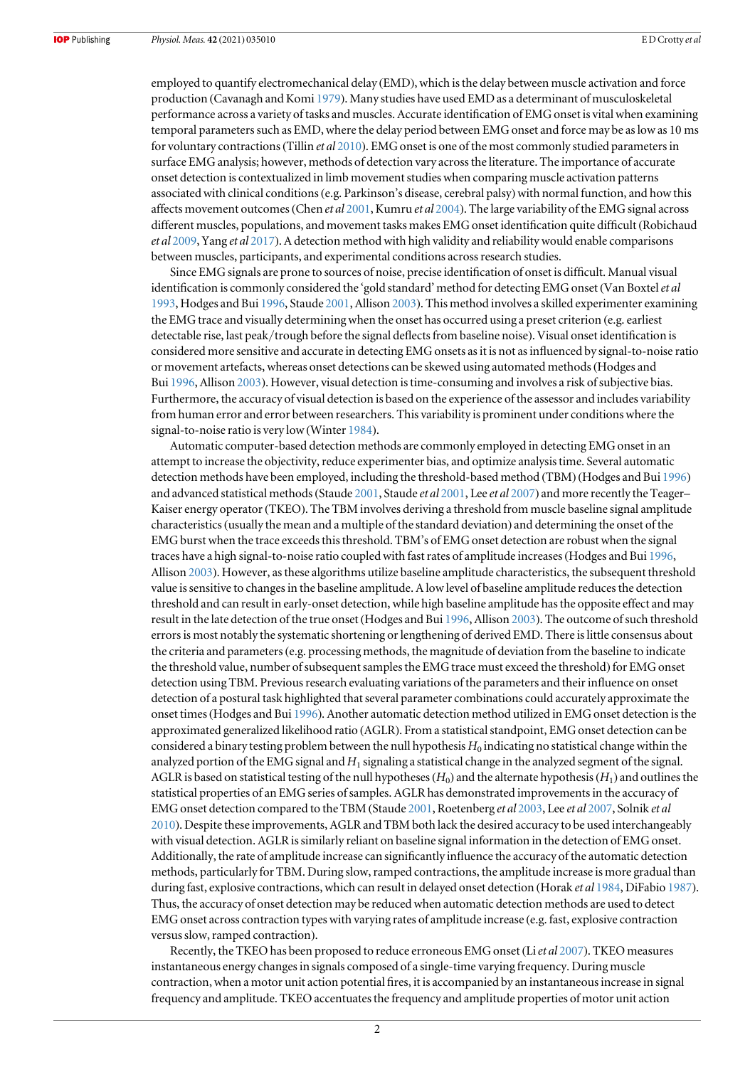employed to quantify electromechanical delay (EMD), which is the delay between muscle activation and force production (Cavanagh and Komi 1979). Many studies have used EMD as a determinant of musculoskeletal performance across a variety of tasks and muscles. Accurate identification of EMG onset is vital when examining temporal parameters such as EMD, where the delay period between EMG onset and force may be as low as 10 ms for voluntary contractions (Tillin *et al* 2010). EMG onset is one of the most commonly studied parameters in surface EMG analysis; however, methods of detection vary across the literature. The importance of accurate onset detection is contextualized in limb movement studies when comparing muscle activation patterns associated with clinical conditions (e.g. Parkinson's disease, cerebral palsy) with normal function, and how this affects movement outcomes (Chen *et al* 2001, Kumru *et al* 2004). The large variability of the EMG signal across different muscles, populations, and movement tasks makes EMG onset identification quite difficult (Robichaud *et al* 2009, Yang *et al* 2017). A detection method with high validity and reliability would enable comparisons between muscles, participants, and experimental conditions across research studies.

Since EMG signals are prone to sources of noise, precise identification of onset is difficult. Manual visual identification is commonly considered the 'gold standard' method for detecting EMG onset (Van Boxtel *et al* 1993, Hodges and Bui 1996, Staude 2001, Allison 2003). This method involves a skilled experimenter examining the EMG trace and visually determining when the onset has occurred using a preset criterion (e.g. earliest detectable rise, last peak/trough before the signal deflects from baseline noise). Visual onset identification is considered more sensitive and accurate in detecting EMG onsets as it is not as influenced by signal-to-noise ratio or movement artefacts, whereas onset detections can be skewed using automated methods (Hodges and Bui 1996, Allison 2003). However, visual detection is time-consuming and involves a risk of subjective bias. Furthermore, the accuracy of visual detection is based on the experience of the assessor and includes variability from human error and error between researchers. This variability is prominent under conditions where the signal-to-noise ratio is very low (Winter 1984).

Automatic computer-based detection methods are commonly employed in detecting EMG onset in an attempt to increase the objectivity, reduce experimenter bias, and optimize analysis time. Several automatic detection methods have been employed, including the threshold-based method (TBM) (Hodges and Bui 1996) and advanced statistical methods (Staude 2001, Staude *et al* 2001, Lee *et al* 2007) and more recently the Teager–Kaiser energy operator (TKEO). The TBM involves deriving a threshold from muscle baseline signal amplitude characteristics (usually the mean and a multiple of the standard deviation) and determining the onset of the EMG burst when the trace exceeds this threshold. TBM's of EMG onset detection are robust when the signal traces have a high signal-to-noise ratio coupled with fast rates of amplitude increases (Hodges and Bui 1996, Allison 2003). However, as these algorithms utilize baseline amplitude characteristics, the subsequent threshold value is sensitive to changes in the baseline amplitude. A low level of baseline amplitude reduces the detection threshold and can result in early-onset detection, while high baseline amplitude has the opposite effect and may result in the late detection of the true onset (Hodges and Bui 1996, Allison 2003). The outcome of such threshold errors is most notably the systematic shortening or lengthening of derived EMD. There is little consensus about the criteria and parameters (e.g. processing methods, the magnitude of deviation from the baseline to indicate the threshold value, number of subsequent samples the EMG trace must exceed the threshold) for EMG onset detection using TBM. Previous research evaluating variations of the parameters and their influence on onset detection of a postural task highlighted that several parameter combinations could accurately approximate the onset times (Hodges and Bui 1996). Another automatic detection method utilized in EMG onset detection is the approximated generalized likelihood ratio (AGLR). From a statistical standpoint, EMG onset detection can be considered a binary testing problem between the null hypothesis $H_0$ indicating no statistical change within the analyzed portion of the EMG signal and $H_1$ signaling a statistical change in the analyzed segment of the signal. AGLR is based on statistical testing of the null hypotheses ($H_0$) and the alternate hypothesis ($H_1$) and outlines the statistical properties of an EMG series of samples. AGLR has demonstrated improvements in the accuracy of EMG onset detection compared to the TBM (Staude 2001, Roetenberg *et al* 2003, Lee *et al* 2007, Solnik *et al* 2010). Despite these improvements, AGLR and TBM both lack the desired accuracy to be used interchangeably with visual detection. AGLR is similarly reliant on baseline signal information in the detection of EMG onset. Additionally, the rate of amplitude increase can significantly influence the accuracy of the automatic detection methods, particularly for TBM. During slow, ramped contractions, the amplitude increase is more gradual than during fast, explosive contractions, which can result in delayed onset detection (Horak *et al* 1984, DiFabio 1987). Thus, the accuracy of onset detection may be reduced when automatic detection methods are used to detect EMG onset across contraction types with varying rates of amplitude increase (e.g. fast, explosive contraction versus slow, ramped contraction).

Recently, the TKEO has been proposed to reduce erroneous EMG onset (Li *et al* 2007). TKEO measures instantaneous energy changes in signals composed of a single-time varying frequency. During muscle contraction, when a motor unit action potential fires, it is accompanied by an instantaneous increase in signal frequency and amplitude. TKEO accentuates the frequency and amplitude properties of motor unit action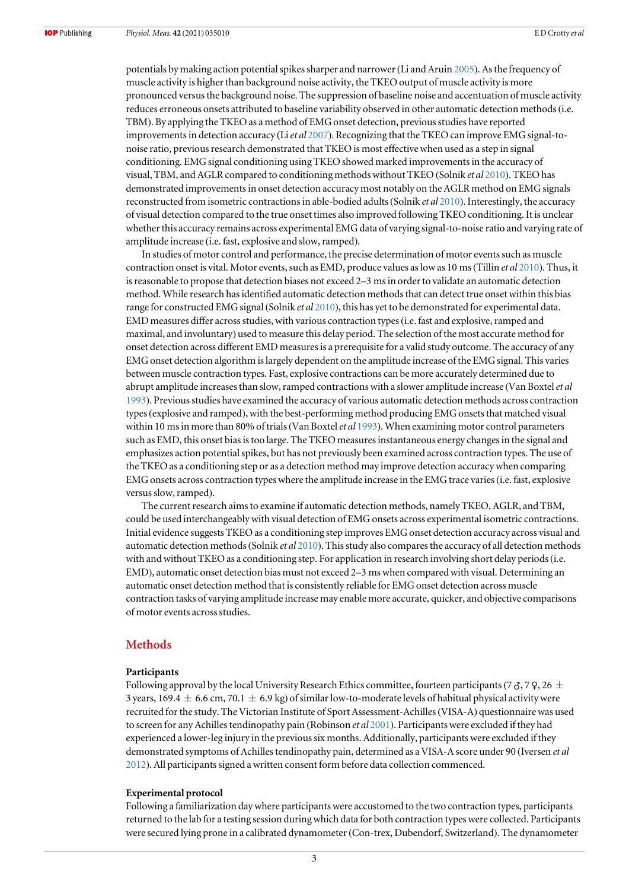potentials by making action potential spikes sharper and narrower (Li and Aruin 2005). As the frequency of muscle activity is higher than background noise activity, the TKEO output of muscle activity is more pronounced versus the background noise. The suppression of baseline noise and accentuation of muscle activity reduces erroneous onsets attributed to baseline variability observed in other automatic detection methods (i.e. TBM). By applying the TKEO as a method of EMG onset detection, previous studies have reported improvements in detection accuracy (Li *et al* 2007). Recognizing that the TKEO can improve EMG signal-to-noise ratio, previous research demonstrated that TKEO is most effective when used as a step in signal conditioning. EMG signal conditioning using TKEO showed marked improvements in the accuracy of visual, TBM, and AGLR compared to conditioning methods without TKEO (Solnik *et al* 2010). TKEO has demonstrated improvements in onset detection accuracy most notably on the AGLR method on EMG signals reconstructed from isometric contractions in able-bodied adults (Solnik *et al* 2010). Interestingly, the accuracy of visual detection compared to the true onset times also improved following TKEO conditioning. It is unclear whether this accuracy remains across experimental EMG data of varying signal-to-noise ratio and varying rate of amplitude increase (i.e. fast, explosive and slow, ramped).

In studies of motor control and performance, the precise determination of motor events such as muscle contraction onset is vital. Motor events, such as EMD, produce values as low as 10 ms (Tillin *et al* 2010). Thus, it is reasonable to propose that detection biases not exceed 2–3 ms in order to validate an automatic detection method. While research has identified automatic detection methods that can detect true onset within this bias range for constructed EMG signal (Solnik *et al* 2010), this has yet to be demonstrated for experimental data. EMD measures differ across studies, with various contraction types (i.e. fast and explosive, ramped and maximal, and involuntary) used to measure this delay period. The selection of the most accurate method for onset detection across different EMD measures is a prerequisite for a valid study outcome. The accuracy of any EMG onset detection algorithm is largely dependent on the amplitude increase of the EMG signal. This varies between muscle contraction types. Fast, explosive contractions can be more accurately determined due to abrupt amplitude increases than slow, ramped contractions with a slower amplitude increase (Van Boxtel *et al* 1993). Previous studies have examined the accuracy of various automatic detection methods across contraction types (explosive and ramped), with the best-performing method producing EMG onsets that matched visual within 10 ms in more than 80% of trials (Van Boxtel *et al* 1993). When examining motor control parameters such as EMD, this onset bias is too large. The TKEO measures instantaneous energy changes in the signal and emphasizes action potential spikes, but has not previously been examined across contraction types. The use of the TKEO as a conditioning step or as a detection method may improve detection accuracy when comparing EMG onsets across contraction types where the amplitude increase in the EMG trace varies (i.e. fast, explosive versus slow, ramped).

The current research aims to examine if automatic detection methods, namely TKEO, AGLR, and TBM, could be used interchangeably with visual detection of EMG onsets across experimental isometric contractions. Initial evidence suggests TKEO as a conditioning step improves EMG onset detection accuracy across visual and automatic detection methods (Solnik *et al* 2010). This study also compares the accuracy of all detection methods with and without TKEO as a conditioning step. For application in research involving short delay periods (i.e. EMD), automatic onset detection bias must not exceed 2–3 ms when compared with visual. Determining an automatic onset detection method that is consistently reliable for EMG onset detection across muscle contraction tasks of varying amplitude increase may enable more accurate, quicker, and objective comparisons of motor events across studies.

## Methods

### Participants

Following approval by the local University Research Ethics committee, fourteen participants (7 ♂, 7 ♀, 26 $\pm$ 3 years, 169.4 $\pm$ 6.6 cm, 70.1 $\pm$ 6.9 kg) of similar low-to-moderate levels of habitual physical activity were recruited for the study. The Victorian Institute of Sport Assessment-Achilles (VISA-A) questionnaire was used to screen for any Achilles tendinopathy pain (Robinson *et al* 2001). Participants were excluded if they had experienced a lower-leg injury in the previous six months. Additionally, participants were excluded if they demonstrated symptoms of Achilles tendinopathy pain, determined as a VISA-A score under 90 (Iversen *et al* 2012). All participants signed a written consent form before data collection commenced.

### Experimental protocol

Following a familiarization day where participants were accustomed to the two contraction types, participants returned to the lab for a testing session during which data for both contraction types were collected. Participants were secured lying prone in a calibrated dynamometer (Con-trex, Dubendorf, Switzerland). The dynamometer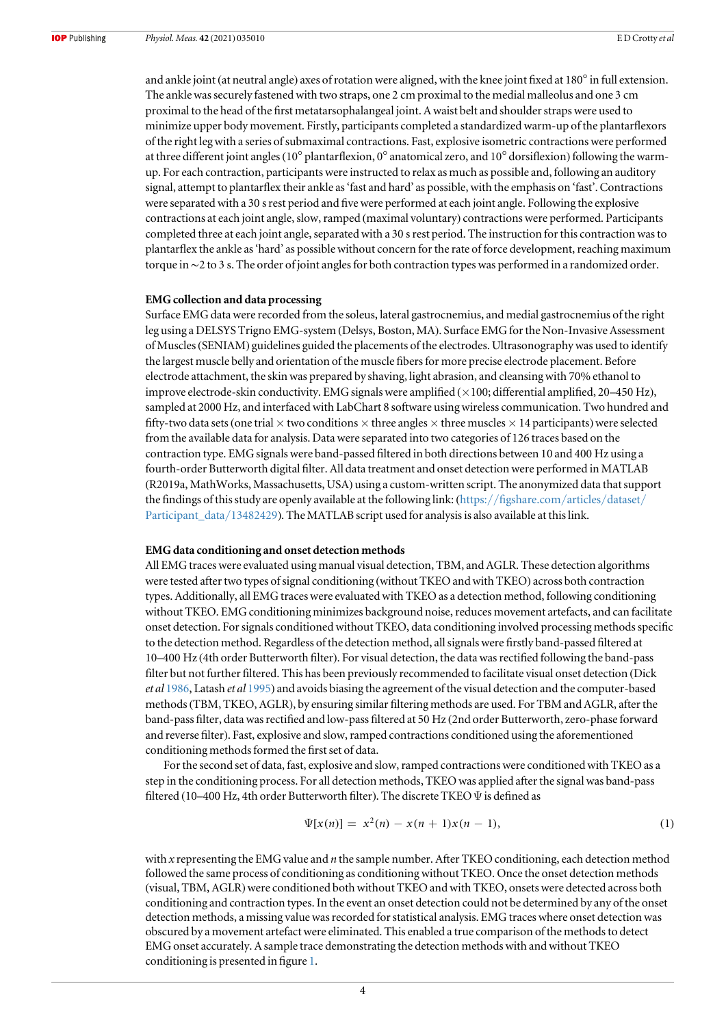and ankle joint (at neutral angle) axes of rotation were aligned, with the knee joint fixed at 180° in full extension. The ankle was securely fastened with two straps, one 2 cm proximal to the medial malleolus and one 3 cm proximal to the head of the first metatarsophalangeal joint. A waist belt and shoulder straps were used to minimize upper body movement. Firstly, participants completed a standardized warm-up of the plantarflexors of the right leg with a series of submaximal contractions. Fast, explosive isometric contractions were performed at three different joint angles (10° plantarflexion, 0° anatomical zero, and 10° dorsiflexion) following the warm-up. For each contraction, participants were instructed to relax as much as possible and, following an auditory signal, attempt to plantarflex their ankle as 'fast and hard' as possible, with the emphasis on 'fast'. Contractions were separated with a 30 s rest period and five were performed at each joint angle. Following the explosive contractions at each joint angle, slow, ramped (maximal voluntary) contractions were performed. Participants completed three at each joint angle, separated with a 30 s rest period. The instruction for this contraction was to plantarflex the ankle as 'hard' as possible without concern for the rate of force development, reaching maximum torque in ∼2 to 3 s. The order of joint angles for both contraction types was performed in a randomized order.

**EMG collection and data processing**

Surface EMG data were recorded from the soleus, lateral gastrocnemius, and medial gastrocnemius of the right leg using a DELSYS Trigno EMG-system (Delsys, Boston, MA). Surface EMG for the Non-Invasive Assessment of Muscles (SENIAM) guidelines guided the placements of the electrodes. Ultrasonography was used to identify the largest muscle belly and orientation of the muscle fibers for more precise electrode placement. Before electrode attachment, the skin was prepared by shaving, light abrasion, and cleansing with 70% ethanol to improve electrode-skin conductivity. EMG signals were amplified (×100; differential amplified, 20–450 Hz), sampled at 2000 Hz, and interfaced with LabChart 8 software using wireless communication. Two hundred and fifty-two data sets (one trial × two conditions × three angles × three muscles × 14 participants) were selected from the available data for analysis. Data were separated into two categories of 126 traces based on the contraction type. EMG signals were band-passed filtered in both directions between 10 and 400 Hz using a fourth-order Butterworth digital filter. All data treatment and onset detection were performed in MATLAB (R2019a, MathWorks, Massachusetts, USA) using a custom-written script. The anonymized data that support the findings of this study are openly available at the following link: (https://figshare.com/articles/dataset/Participant_data/13482429). The MATLAB script used for analysis is also available at this link.

**EMG data conditioning and onset detection methods**

All EMG traces were evaluated using manual visual detection, TBM, and AGLR. These detection algorithms were tested after two types of signal conditioning (without TKEO and with TKEO) across both contraction types. Additionally, all EMG traces were evaluated with TKEO as a detection method, following conditioning without TKEO. EMG conditioning minimizes background noise, reduces movement artefacts, and can facilitate onset detection. For signals conditioned without TKEO, data conditioning involved processing methods specific to the detection method. Regardless of the detection method, all signals were firstly band-passed filtered at 10–400 Hz (4th order Butterworth filter). For visual detection, the data was rectified following the band-pass filter but not further filtered. This has been previously recommended to facilitate visual onset detection (Dick *et al* 1986, Latash *et al* 1995) and avoids biasing the agreement of the visual detection and the computer-based methods (TBM, TKEO, AGLR), by ensuring similar filtering methods are used. For TBM and AGLR, after the band-pass filter, data was rectified and low-pass filtered at 50 Hz (2nd order Butterworth, zero-phase forward and reverse filter). Fast, explosive and slow, ramped contractions conditioned using the aforementioned conditioning methods formed the first set of data.

For the second set of data, fast, explosive and slow, ramped contractions were conditioned with TKEO as a step in the conditioning process. For all detection methods, TKEO was applied after the signal was band-pass filtered (10–400 Hz, 4th order Butterworth filter). The discrete TKEO Ψ is defined as

$$\Psi[x(n)] = x^2(n) - x(n+1)x(n-1), \tag{1}$$

with $x$ representing the EMG value and $n$ the sample number. After TKEO conditioning, each detection method followed the same process of conditioning as conditioning without TKEO. Once the onset detection methods (visual, TBM, AGLR) were conditioned both without TKEO and with TKEO, onsets were detected across both conditioning and contraction types. In the event an onset detection could not be determined by any of the onset detection methods, a missing value was recorded for statistical analysis. EMG traces where onset detection was obscured by a movement artefact were eliminated. This enabled a true comparison of the methods to detect EMG onset accurately. A sample trace demonstrating the detection methods with and without TKEO conditioning is presented in figure 1.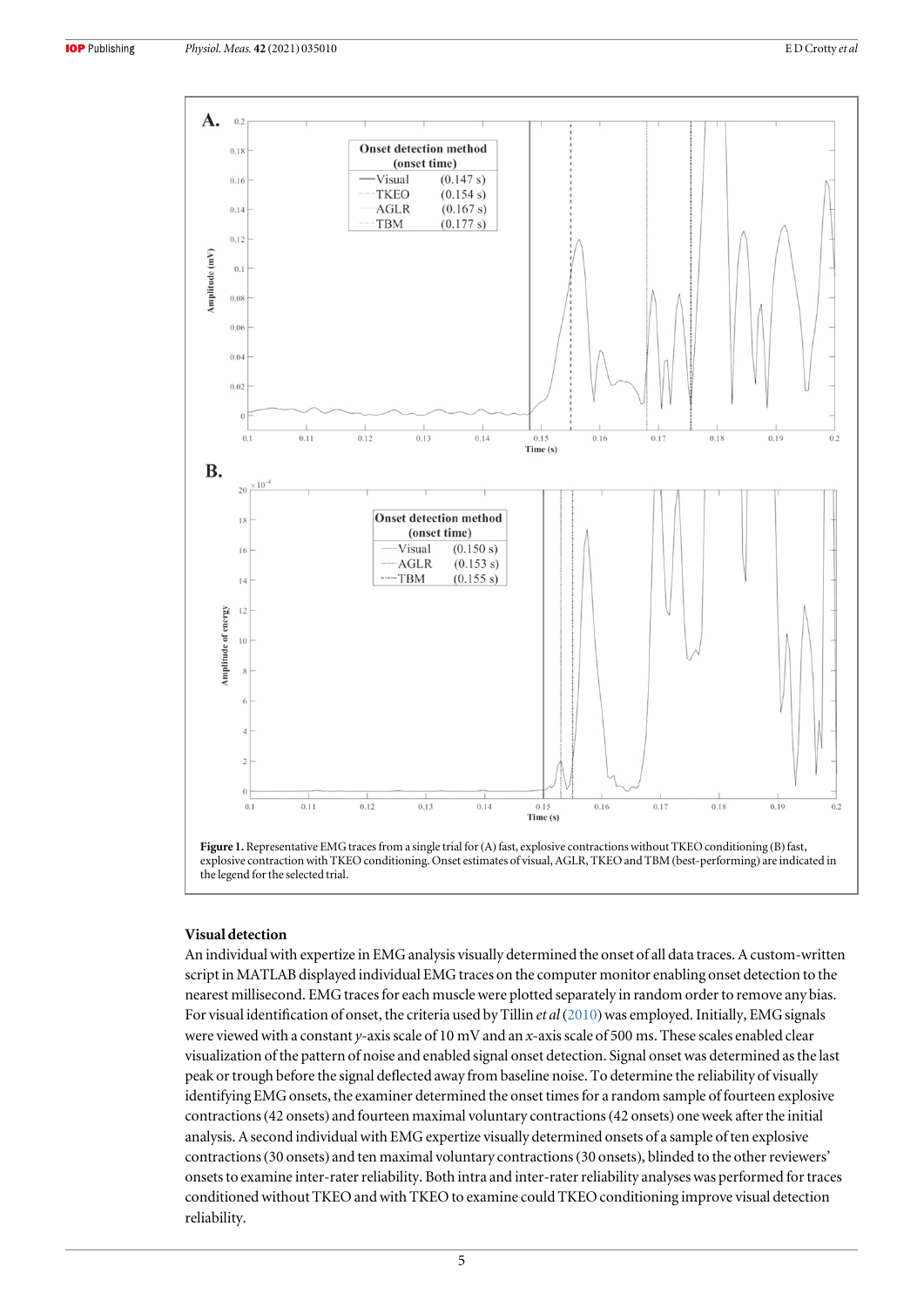**Figure 1.** Representative EMG traces from a single trial for (A) fast, explosive contractions without TKEO conditioning (B) fast, explosive contraction with TKEO conditioning. Onset estimates of visual, AGLR, TKEO and TBM (best-performing) are indicated in the legend for the selected trial.

### Visual detection

An individual with expertize in EMG analysis visually determined the onset of all data traces. A custom-written script in MATLAB displayed individual EMG traces on the computer monitor enabling onset detection to the nearest millisecond. EMG traces for each muscle were plotted separately in random order to remove any bias. For visual identification of onset, the criteria used by Tillin *et al* (2010) was employed. Initially, EMG signals were viewed with a constant $y$-axis scale of 10 mV and an $x$-axis scale of 500 ms. These scales enabled clear visualization of the pattern of noise and enabled signal onset detection. Signal onset was determined as the last peak or trough before the signal deflected away from baseline noise. To determine the reliability of visually identifying EMG onsets, the examiner determined the onset times for a random sample of fourteen explosive contractions (42 onsets) and fourteen maximal voluntary contractions (42 onsets) one week after the initial analysis. A second individual with EMG expertize visually determined onsets of a sample of ten explosive contractions (30 onsets) and ten maximal voluntary contractions (30 onsets), blinded to the other reviewers' onsets to examine inter-rater reliability. Both intra and inter-rater reliability analyses was performed for traces conditioned without TKEO and with TKEO to examine could TKEO conditioning improve visual detection reliability.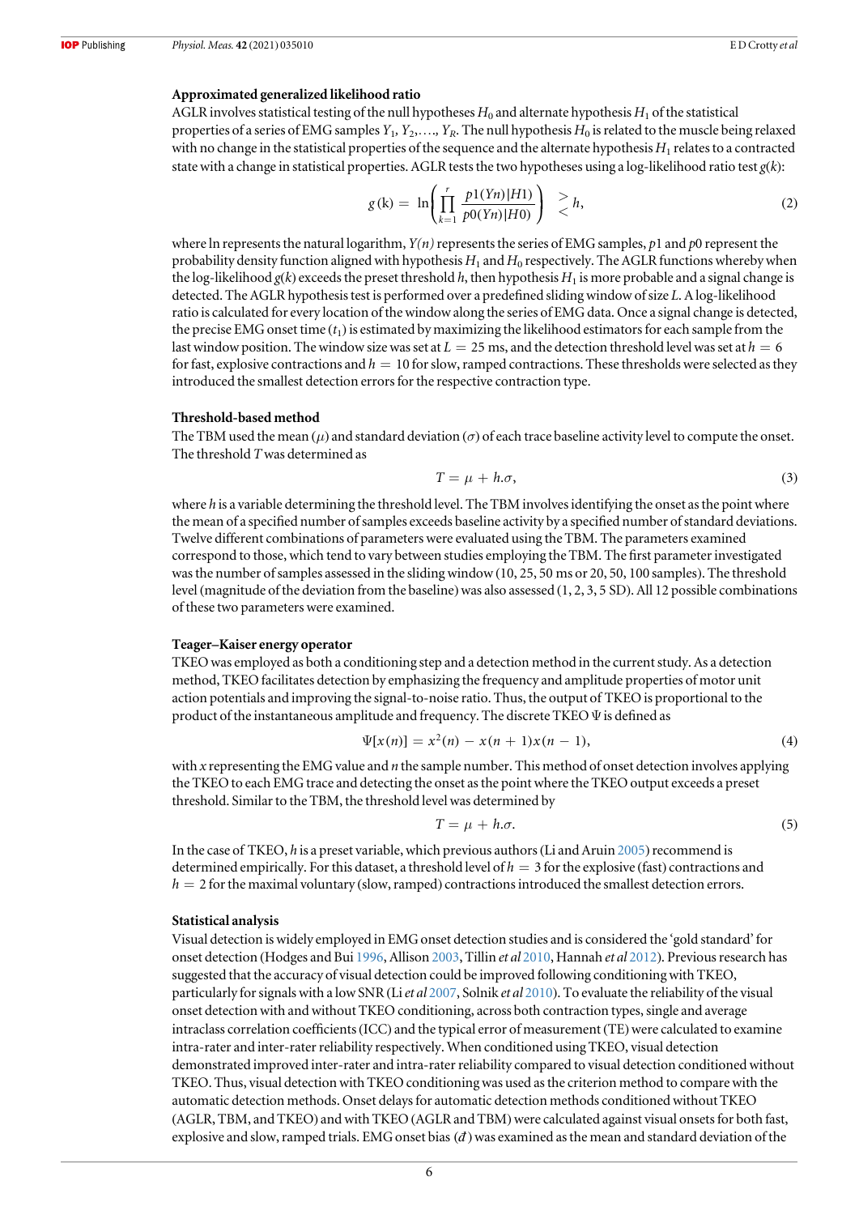### Approximated generalized likelihood ratio

AGLR involves statistical testing of the null hypotheses $H_0$ and alternate hypothesis $H_1$ of the statistical properties of a series of EMG samples $Y_1, Y_2, \ldots, Y_R$. The null hypothesis $H_0$ is related to the muscle being relaxed with no change in the statistical properties of the sequence and the alternate hypothesis $H_1$ relates to a contracted state with a change in statistical properties. AGLR tests the two hypotheses using a log-likelihood ratio test $g(k)$:

$$g(\mathrm{k}) = \ln\left(\prod_{k=1}^{r} \frac{p1(Yn)|H1)}{p0(Yn)|H0)}\right) \begin{array}{c} > \\ < \end{array} h, \tag{2}$$

where ln represents the natural logarithm, $Y(n)$ represents the series of EMG samples, $p1$ and $p0$ represent the probability density function aligned with hypothesis $H_1$ and $H_0$ respectively. The AGLR functions whereby when the log-likelihood $g(k)$ exceeds the preset threshold $h$, then hypothesis $H_1$ is more probable and a signal change is detected. The AGLR hypothesis test is performed over a predefined sliding window of size $L$. A log-likelihood ratio is calculated for every location of the window along the series of EMG data. Once a signal change is detected, the precise EMG onset time ($t_1$) is estimated by maximizing the likelihood estimators for each sample from the last window position. The window size was set at $L = 25$ ms, and the detection threshold level was set at $h = 6$ for fast, explosive contractions and $h = 10$ for slow, ramped contractions. These thresholds were selected as they introduced the smallest detection errors for the respective contraction type.

### Threshold-based method

The TBM used the mean ($\mu$) and standard deviation ($\sigma$) of each trace baseline activity level to compute the onset. The threshold $T$ was determined as

$$T = \mu + h.\sigma, \tag{3}$$

where $h$ is a variable determining the threshold level. The TBM involves identifying the onset as the point where the mean of a specified number of samples exceeds baseline activity by a specified number of standard deviations. Twelve different combinations of parameters were evaluated using the TBM. The parameters examined correspond to those, which tend to vary between studies employing the TBM. The first parameter investigated was the number of samples assessed in the sliding window (10, 25, 50 ms or 20, 50, 100 samples). The threshold level (magnitude of the deviation from the baseline) was also assessed (1, 2, 3, 5 SD). All 12 possible combinations of these two parameters were examined.

### Teager–Kaiser energy operator

TKEO was employed as both a conditioning step and a detection method in the current study. As a detection method, TKEO facilitates detection by emphasizing the frequency and amplitude properties of motor unit action potentials and improving the signal-to-noise ratio. Thus, the output of TKEO is proportional to the product of the instantaneous amplitude and frequency. The discrete TKEO $\Psi$ is defined as

$$\Psi[x(n)] = x^2(n) - x(n+1)x(n-1), \tag{4}$$

with $x$ representing the EMG value and $n$ the sample number. This method of onset detection involves applying the TKEO to each EMG trace and detecting the onset as the point where the TKEO output exceeds a preset threshold. Similar to the TBM, the threshold level was determined by

$$T = \mu + h.\sigma. \tag{5}$$

In the case of TKEO, $h$ is a preset variable, which previous authors (Li and Aruin 2005) recommend is determined empirically. For this dataset, a threshold level of $h = 3$ for the explosive (fast) contractions and $h = 2$ for the maximal voluntary (slow, ramped) contractions introduced the smallest detection errors.

### Statistical analysis

Visual detection is widely employed in EMG onset detection studies and is considered the 'gold standard' for onset detection (Hodges and Bui 1996, Allison 2003, Tillin *et al* 2010, Hannah *et al* 2012). Previous research has suggested that the accuracy of visual detection could be improved following conditioning with TKEO, particularly for signals with a low SNR (Li *et al* 2007, Solnik *et al* 2010). To evaluate the reliability of the visual onset detection with and without TKEO conditioning, across both contraction types, single and average intraclass correlation coefficients (ICC) and the typical error of measurement (TE) were calculated to examine intra-rater and inter-rater reliability respectively. When conditioned using TKEO, visual detection demonstrated improved inter-rater and intra-rater reliability compared to visual detection conditioned without TKEO. Thus, visual detection with TKEO conditioning was used as the criterion method to compare with the automatic detection methods. Onset delays for automatic detection methods conditioned without TKEO (AGLR, TBM, and TKEO) and with TKEO (AGLR and TBM) were calculated against visual onsets for both fast, explosive and slow, ramped trials. EMG onset bias ($\bar{d}$) was examined as the mean and standard deviation of the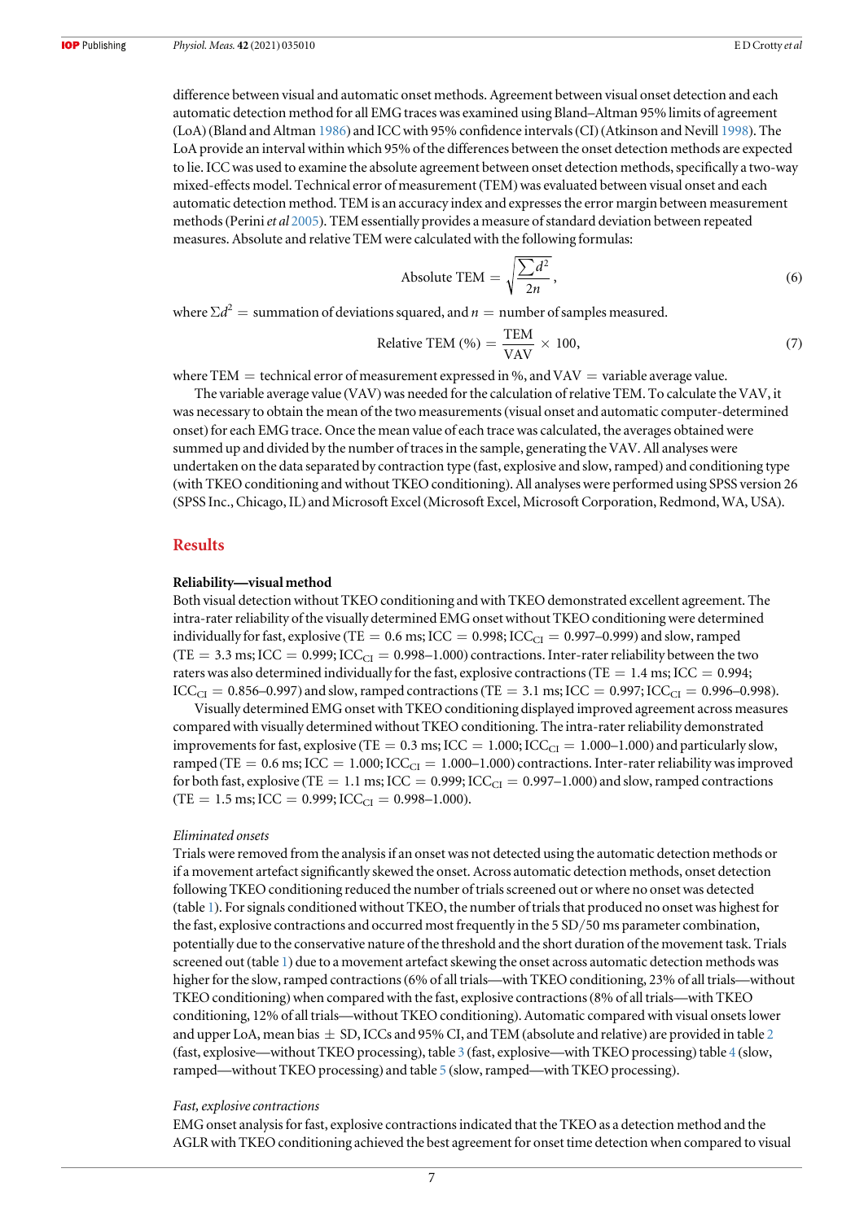difference between visual and automatic onset methods. Agreement between visual onset detection and each automatic detection method for all EMG traces was examined using Bland–Altman 95% limits of agreement (LoA) (Bland and Altman 1986) and ICC with 95% confidence intervals (CI) (Atkinson and Nevill 1998). The LoA provide an interval within which 95% of the differences between the onset detection methods are expected to lie. ICC was used to examine the absolute agreement between onset detection methods, specifically a two-way mixed-effects model. Technical error of measurement (TEM) was evaluated between visual onset and each automatic detection method. TEM is an accuracy index and expresses the error margin between measurement methods (Perini *et al* 2005). TEM essentially provides a measure of standard deviation between repeated measures. Absolute and relative TEM were calculated with the following formulas:

$$\text{Absolute TEM} = \sqrt{\frac{\sum d^2}{2n}}, \tag{6}$$

where $\Sigma d^2$ = summation of deviations squared, and $n$ = number of samples measured.

$$\text{Relative TEM (\%)} = \frac{\text{TEM}}{\text{VAV}} \times 100, \tag{7}$$

where TEM = technical error of measurement expressed in %, and VAV = variable average value.

The variable average value (VAV) was needed for the calculation of relative TEM. To calculate the VAV, it was necessary to obtain the mean of the two measurements (visual onset and automatic computer-determined onset) for each EMG trace. Once the mean value of each trace was calculated, the averages obtained were summed up and divided by the number of traces in the sample, generating the VAV. All analyses were undertaken on the data separated by contraction type (fast, explosive and slow, ramped) and conditioning type (with TKEO conditioning and without TKEO conditioning). All analyses were performed using SPSS version 26 (SPSS Inc., Chicago, IL) and Microsoft Excel (Microsoft Excel, Microsoft Corporation, Redmond, WA, USA).

## Results

### Reliability—visual method

Both visual detection without TKEO conditioning and with TKEO demonstrated excellent agreement. The intra-rater reliability of the visually determined EMG onset without TKEO conditioning were determined individually for fast, explosive (TE = 0.6 ms; ICC = 0.998; $\text{ICC}_{\text{CI}}$ = 0.997–0.999) and slow, ramped (TE = 3.3 ms; ICC = 0.999; $\text{ICC}_{\text{CI}}$ = 0.998–1.000) contractions. Inter-rater reliability between the two raters was also determined individually for the fast, explosive contractions (TE = 1.4 ms; ICC = 0.994; $\text{ICC}_{\text{CI}}$ = 0.856–0.997) and slow, ramped contractions (TE = 3.1 ms; ICC = 0.997; $\text{ICC}_{\text{CI}}$ = 0.996–0.998).

Visually determined EMG onset with TKEO conditioning displayed improved agreement across measures compared with visually determined without TKEO conditioning. The intra-rater reliability demonstrated improvements for fast, explosive (TE = 0.3 ms; ICC = 1.000; $\text{ICC}_{\text{CI}}$ = 1.000–1.000) and particularly slow, ramped (TE = 0.6 ms; ICC = 1.000; $\text{ICC}_{\text{CI}}$ = 1.000–1.000) contractions. Inter-rater reliability was improved for both fast, explosive (TE = 1.1 ms; ICC = 0.999; $\text{ICC}_{\text{CI}}$ = 0.997–1.000) and slow, ramped contractions (TE = 1.5 ms; ICC = 0.999; $\text{ICC}_{\text{CI}}$ = 0.998–1.000).

#### *Eliminated onsets*

Trials were removed from the analysis if an onset was not detected using the automatic detection methods or if a movement artefact significantly skewed the onset. Across automatic detection methods, onset detection following TKEO conditioning reduced the number of trials screened out or where no onset was detected (table 1). For signals conditioned without TKEO, the number of trials that produced no onset was highest for the fast, explosive contractions and occurred most frequently in the 5 SD/50 ms parameter combination, potentially due to the conservative nature of the threshold and the short duration of the movement task. Trials screened out (table 1) due to a movement artefact skewing the onset across automatic detection methods was higher for the slow, ramped contractions (6% of all trials—with TKEO conditioning, 23% of all trials—without TKEO conditioning) when compared with the fast, explosive contractions (8% of all trials—with TKEO conditioning, 12% of all trials—without TKEO conditioning). Automatic compared with visual onsets lower and upper LoA, mean bias ± SD, ICCs and 95% CI, and TEM (absolute and relative) are provided in table 2 (fast, explosive—without TKEO processing), table 3 (fast, explosive—with TKEO processing) table 4 (slow, ramped—without TKEO processing) and table 5 (slow, ramped—with TKEO processing).

#### *Fast, explosive contractions*

EMG onset analysis for fast, explosive contractions indicated that the TKEO as a detection method and the AGLR with TKEO conditioning achieved the best agreement for onset time detection when compared to visual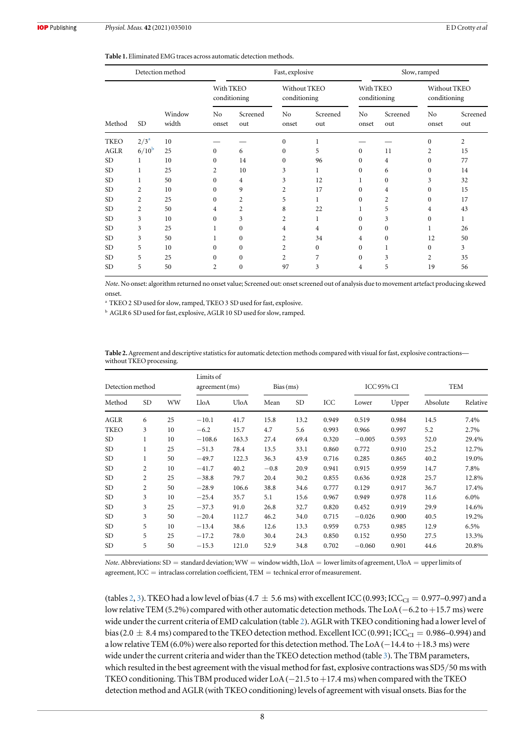**Table 1.** Eliminated EMG traces across automatic detection methods.

| Detection method | | | Fast, explosive | | | | Slow, ramped | | | |
|---|---|---|---|---|---|---|---|---|---|---|
| | | | With TKEO conditioning | | Without TKEO conditioning | | With TKEO conditioning | | Without TKEO conditioning | |
| Method | SD | Window width | No onset | Screened out | No onset | Screened out | No onset | Screened out | No onset | Screened out |
| TKEO | 2/3[a] | 10 | — | — | 0 | 1 | — | — | 0 | 2 |
| AGLR | 6/10[b] | 25 | 0 | 6 | 0 | 5 | 0 | 11 | 2 | 15 |
| SD | 1 | 10 | 0 | 14 | 0 | 96 | 0 | 4 | 0 | 77 |
| SD | 1 | 25 | 2 | 10 | 3 | 1 | 0 | 6 | 0 | 14 |
| SD | 1 | 50 | 0 | 4 | 3 | 12 | 1 | 0 | 3 | 32 |
| SD | 2 | 10 | 0 | 9 | 2 | 17 | 0 | 4 | 0 | 15 |
| SD | 2 | 25 | 0 | 2 | 5 | 1 | 0 | 2 | 0 | 17 |
| SD | 2 | 50 | 4 | 2 | 8 | 22 | 1 | 5 | 4 | 43 |
| SD | 3 | 10 | 0 | 3 | 2 | 1 | 0 | 3 | 0 | 1 |
| SD | 3 | 25 | 1 | 0 | 4 | 4 | 0 | 0 | 1 | 26 |
| SD | 3 | 50 | 1 | 0 | 2 | 34 | 4 | 0 | 12 | 50 |
| SD | 5 | 10 | 0 | 0 | 2 | 0 | 0 | 1 | 0 | 3 |
| SD | 5 | 25 | 0 | 0 | 2 | 7 | 0 | 3 | 2 | 35 |
| SD | 5 | 50 | 2 | 0 | 97 | 3 | 4 | 5 | 19 | 56 |

*Note*. No onset: algorithm returned no onset value; Screened out: onset screened out of analysis due to movement artefact producing skewed onset.

[a] TKEO 2 SD used for slow, ramped, TKEO 3 SD used for fast, explosive.

[b] AGLR 6 SD used for fast, explosive, AGLR 10 SD used for slow, ramped.

**Table 2.** Agreement and descriptive statistics for automatic detection methods compared with visual for fast, explosive contractions—without TKEO processing.

| Detection method | | | Limits of agreement (ms) | | Bias (ms) | | | ICC 95% CI | | TEM | |
|---|---|---|---|---|---|---|---|---|---|---|---|
| Method | SD | WW | LloA | UloA | Mean | SD | ICC | Lower | Upper | Absolute | Relative |
| AGLR | 6 | 25 | −10.1 | 41.7 | 15.8 | 13.2 | 0.949 | 0.519 | 0.984 | 14.5 | 7.4% |
| TKEO | 3 | 10 | −6.2 | 15.7 | 4.7 | 5.6 | 0.993 | 0.966 | 0.997 | 5.2 | 2.7% |
| SD | 1 | 10 | −108.6 | 163.3 | 27.4 | 69.4 | 0.320 | −0.005 | 0.593 | 52.0 | 29.4% |
| SD | 1 | 25 | −51.3 | 78.4 | 13.5 | 33.1 | 0.860 | 0.772 | 0.910 | 25.2 | 12.7% |
| SD | 1 | 50 | −49.7 | 122.3 | 36.3 | 43.9 | 0.716 | 0.285 | 0.865 | 40.2 | 19.0% |
| SD | 2 | 10 | −41.7 | 40.2 | −0.8 | 20.9 | 0.941 | 0.915 | 0.959 | 14.7 | 7.8% |
| SD | 2 | 25 | −38.8 | 79.7 | 20.4 | 30.2 | 0.855 | 0.636 | 0.928 | 25.7 | 12.8% |
| SD | 2 | 50 | −28.9 | 106.6 | 38.8 | 34.6 | 0.777 | 0.129 | 0.917 | 36.7 | 17.4% |
| SD | 3 | 10 | −25.4 | 35.7 | 5.1 | 15.6 | 0.967 | 0.949 | 0.978 | 11.6 | 6.0% |
| SD | 3 | 25 | −37.3 | 91.0 | 26.8 | 32.7 | 0.820 | 0.452 | 0.919 | 29.9 | 14.6% |
| SD | 3 | 50 | −20.4 | 112.7 | 46.2 | 34.0 | 0.715 | −0.026 | 0.900 | 40.5 | 19.2% |
| SD | 5 | 10 | −13.4 | 38.6 | 12.6 | 13.3 | 0.959 | 0.753 | 0.985 | 12.9 | 6.5% |
| SD | 5 | 25 | −17.2 | 78.0 | 30.4 | 24.3 | 0.850 | 0.152 | 0.950 | 27.5 | 13.3% |
| SD | 5 | 50 | −15.3 | 121.0 | 52.9 | 34.8 | 0.702 | −0.060 | 0.901 | 44.6 | 20.8% |

*Note*. Abbreviations: SD = standard deviation; WW = window width, LloA = lower limits of agreement, UloA = upper limits of agreement, ICC = intraclass correlation coefficient, TEM = technical error of measurement.

(tables 2, 3). TKEO had a low level of bias (4.7 ± 5.6 ms) with excellent ICC (0.993; $ICC_{CI}$ = 0.977–0.997) and a low relative TEM (5.2%) compared with other automatic detection methods. The LoA (−6.2 to +15.7 ms) were wide under the current criteria of EMD calculation (table 2). AGLR with TKEO conditioning had a lower level of bias (2.0 ± 8.4 ms) compared to the TKEO detection method. Excellent ICC (0.991; $ICC_{CI}$ = 0.986–0.994) and a low relative TEM (6.0%) were also reported for this detection method. The LoA (−14.4 to +18.3 ms) were wide under the current criteria and wider than the TKEO detection method (table 3). The TBM parameters, which resulted in the best agreement with the visual method for fast, explosive contractions was SD5/50 ms with TKEO conditioning. This TBM produced wider LoA (−21.5 to +17.4 ms) when compared with the TKEO detection method and AGLR (with TKEO conditioning) levels of agreement with visual onsets. Bias for the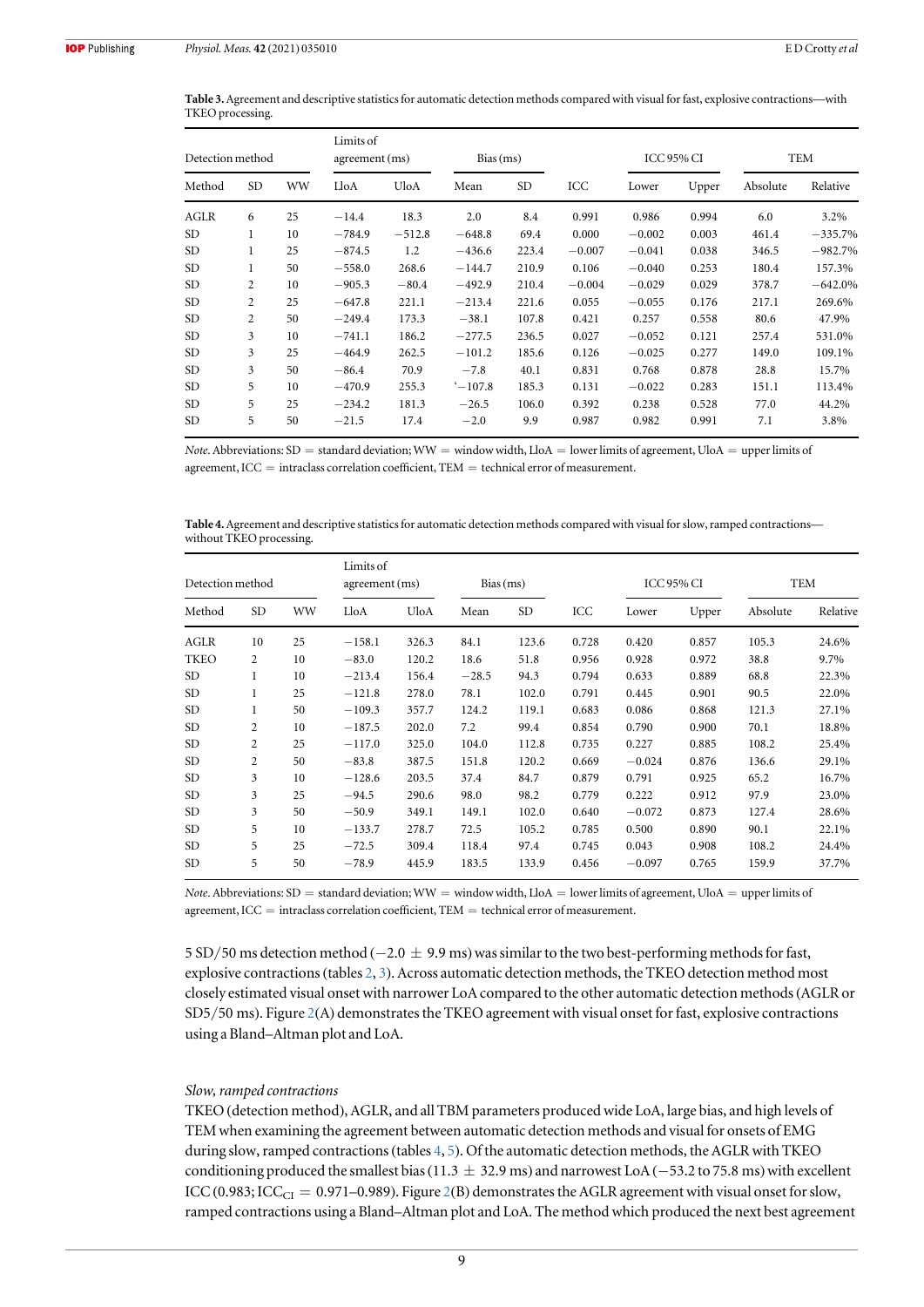**Table 3.** Agreement and descriptive statistics for automatic detection methods compared with visual for fast, explosive contractions—with TKEO processing.

| Detection method | | | Limits of agreement (ms) | | Bias (ms) | | | ICC 95% CI | | TEM | |
|---|---|---|---|---|---|---|---|---|---|---|---|
| Method | SD | WW | LloA | UloA | Mean | SD | ICC | Lower | Upper | Absolute | Relative |
| AGLR | 6 | 25 | −14.4 | 18.3 | 2.0 | 8.4 | 0.991 | 0.986 | 0.994 | 6.0 | 3.2% |
| SD | 1 | 10 | −784.9 | −512.8 | −648.8 | 69.4 | 0.000 | −0.002 | 0.003 | 461.4 | −335.7% |
| SD | 1 | 25 | −874.5 | 1.2 | −436.6 | 223.4 | −0.007 | −0.041 | 0.038 | 346.5 | −982.7% |
| SD | 1 | 50 | −558.0 | 268.6 | −144.7 | 210.9 | 0.106 | −0.040 | 0.253 | 180.4 | 157.3% |
| SD | 2 | 10 | −905.3 | −80.4 | −492.9 | 210.4 | −0.004 | −0.029 | 0.029 | 378.7 | −642.0% |
| SD | 2 | 25 | −647.8 | 221.1 | −213.4 | 221.6 | 0.055 | −0.055 | 0.176 | 217.1 | 269.6% |
| SD | 2 | 50 | −249.4 | 173.3 | −38.1 | 107.8 | 0.421 | 0.257 | 0.558 | 80.6 | 47.9% |
| SD | 3 | 10 | −741.1 | 186.2 | −277.5 | 236.5 | 0.027 | −0.052 | 0.121 | 257.4 | 531.0% |
| SD | 3 | 25 | −464.9 | 262.5 | −101.2 | 185.6 | 0.126 | −0.025 | 0.277 | 149.0 | 109.1% |
| SD | 3 | 50 | −86.4 | 70.9 | −7.8 | 40.1 | 0.831 | 0.768 | 0.878 | 28.8 | 15.7% |
| SD | 5 | 10 | −470.9 | 255.3 | ‘−107.8 | 185.3 | 0.131 | −0.022 | 0.283 | 151.1 | 113.4% |
| SD | 5 | 25 | −234.2 | 181.3 | −26.5 | 106.0 | 0.392 | 0.238 | 0.528 | 77.0 | 44.2% |
| SD | 5 | 50 | −21.5 | 17.4 | −2.0 | 9.9 | 0.987 | 0.982 | 0.991 | 7.1 | 3.8% |

*Note*. Abbreviations: SD = standard deviation; WW = window width, LloA = lower limits of agreement, UloA = upper limits of agreement, ICC = intraclass correlation coefficient, TEM = technical error of measurement.

**Table 4.** Agreement and descriptive statistics for automatic detection methods compared with visual for slow, ramped contractions—without TKEO processing.

| Detection method | | | Limits of agreement (ms) | | Bias (ms) | | | ICC 95% CI | | TEM | |
|---|---|---|---|---|---|---|---|---|---|---|---|
| Method | SD | WW | LloA | UloA | Mean | SD | ICC | Lower | Upper | Absolute | Relative |
| AGLR | 10 | 25 | −158.1 | 326.3 | 84.1 | 123.6 | 0.728 | 0.420 | 0.857 | 105.3 | 24.6% |
| TKEO | 2 | 10 | −83.0 | 120.2 | 18.6 | 51.8 | 0.956 | 0.928 | 0.972 | 38.8 | 9.7% |
| SD | 1 | 10 | −213.4 | 156.4 | −28.5 | 94.3 | 0.794 | 0.633 | 0.889 | 68.8 | 22.3% |
| SD | 1 | 25 | −121.8 | 278.0 | 78.1 | 102.0 | 0.791 | 0.445 | 0.901 | 90.5 | 22.0% |
| SD | 1 | 50 | −109.3 | 357.7 | 124.2 | 119.1 | 0.683 | 0.086 | 0.868 | 121.3 | 27.1% |
| SD | 2 | 10 | −187.5 | 202.0 | 7.2 | 99.4 | 0.854 | 0.790 | 0.900 | 70.1 | 18.8% |
| SD | 2 | 25 | −117.0 | 325.0 | 104.0 | 112.8 | 0.735 | 0.227 | 0.885 | 108.2 | 25.4% |
| SD | 2 | 50 | −83.8 | 387.5 | 151.8 | 120.2 | 0.669 | −0.024 | 0.876 | 136.6 | 29.1% |
| SD | 3 | 10 | −128.6 | 203.5 | 37.4 | 84.7 | 0.879 | 0.791 | 0.925 | 65.2 | 16.7% |
| SD | 3 | 25 | −94.5 | 290.6 | 98.0 | 98.2 | 0.779 | 0.222 | 0.912 | 97.9 | 23.0% |
| SD | 3 | 50 | −50.9 | 349.1 | 149.1 | 102.0 | 0.640 | −0.072 | 0.873 | 127.4 | 28.6% |
| SD | 5 | 10 | −133.7 | 278.7 | 72.5 | 105.2 | 0.785 | 0.500 | 0.890 | 90.1 | 22.1% |
| SD | 5 | 25 | −72.5 | 309.4 | 118.4 | 97.4 | 0.745 | 0.043 | 0.908 | 108.2 | 24.4% |
| SD | 5 | 50 | −78.9 | 445.9 | 183.5 | 133.9 | 0.456 | −0.097 | 0.765 | 159.9 | 37.7% |

*Note*. Abbreviations: SD = standard deviation; WW = window width, LloA = lower limits of agreement, UloA = upper limits of agreement, ICC = intraclass correlation coefficient, TEM = technical error of measurement.

5 SD/50 ms detection method ($-2.0 \pm 9.9$ ms) was similar to the two best-performing methods for fast, explosive contractions (tables 2, 3). Across automatic detection methods, the TKEO detection method most closely estimated visual onset with narrower LoA compared to the other automatic detection methods (AGLR or SD5/50 ms). Figure 2(A) demonstrates the TKEO agreement with visual onset for fast, explosive contractions using a Bland–Altman plot and LoA.

#### *Slow, ramped contractions*

TKEO (detection method), AGLR, and all TBM parameters produced wide LoA, large bias, and high levels of TEM when examining the agreement between automatic detection methods and visual for onsets of EMG during slow, ramped contractions (tables 4, 5). Of the automatic detection methods, the AGLR with TKEO conditioning produced the smallest bias ($11.3 \pm 32.9$ ms) and narrowest LoA ($-53.2$ to 75.8 ms) with excellent ICC (0.983; $\mathrm{ICC_{CI}} = 0.971$–0.989). Figure 2(B) demonstrates the AGLR agreement with visual onset for slow, ramped contractions using a Bland–Altman plot and LoA. The method which produced the next best agreement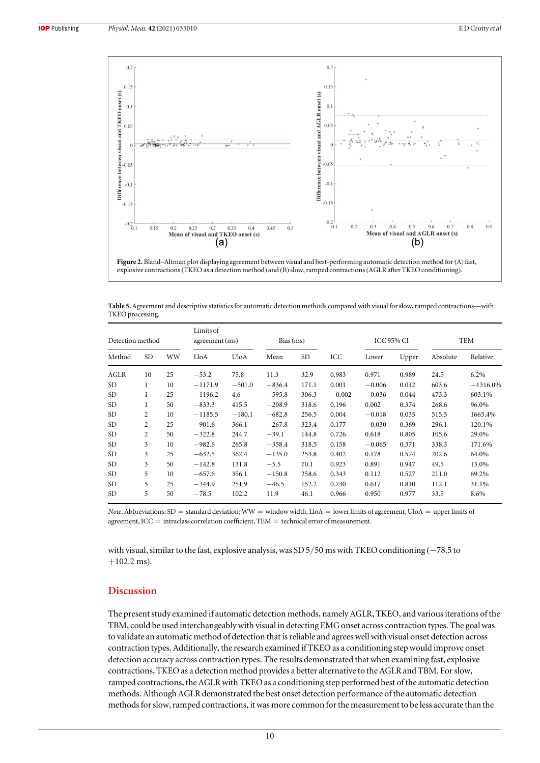**Figure 2.** Bland–Altman plot displaying agreement between visual and best-performing automatic detection method for (A) fast, explosive contractions (TKEO as a detection method) and (B) slow, ramped contractions (AGLR after TKEO conditioning).

**Table 5.** Agreement and descriptive statistics for automatic detection methods compared with visual for slow, ramped contractions—with TKEO processing.

| Detection method | | | Limits of agreement (ms) | | Bias (ms) | | | ICC 95% CI | | TEM | |
|---|---|---|---|---|---|---|---|---|---|---|---|
| Method | SD | WW | LloA | UloA | Mean | SD | ICC | Lower | Upper | Absolute | Relative |
| AGLR | 10 | 25 | −53.2 | 75.8 | 11.3 | 32.9 | 0.983 | 0.971 | 0.989 | 24.5 | 6.2% |
| SD | 1 | 10 | −1171.9 | −501.0 | −836.4 | 171.1 | 0.001 | −0.006 | 0.012 | 603.6 | −1316.0% |
| SD | 1 | 25 | −1196.2 | 4.6 | −595.8 | 306.3 | −0.002 | −0.036 | 0.044 | 473.3 | 603.1% |
| SD | 1 | 50 | −833.3 | 415.5 | −208.9 | 318.6 | 0.196 | 0.002 | 0.374 | 268.6 | 96.0% |
| SD | 2 | 10 | −1185.5 | −180.1 | −682.8 | 256.5 | 0.004 | −0.018 | 0.035 | 515.5 | 1665.4% |
| SD | 2 | 25 | −901.6 | 366.1 | −267.8 | 323.4 | 0.177 | −0.030 | 0.369 | 296.1 | 120.1% |
| SD | 2 | 50 | −322.8 | 244.7 | −39.1 | 144.8 | 0.726 | 0.618 | 0.805 | 105.6 | 29.0% |
| SD | 3 | 10 | −982.6 | 265.8 | −358.4 | 318.5 | 0.158 | −0.065 | 0.371 | 338.3 | 171.6% |
| SD | 3 | 25 | −632.5 | 362.4 | −135.0 | 253.8 | 0.402 | 0.178 | 0.574 | 202.6 | 64.0% |
| SD | 3 | 50 | −142.8 | 131.8 | −5.5 | 70.1 | 0.923 | 0.891 | 0.947 | 49.5 | 13.0% |
| SD | 5 | 10 | −657.6 | 356.1 | −150.8 | 258.6 | 0.343 | 0.112 | 0.527 | 211.0 | 69.2% |
| SD | 5 | 25 | −344.9 | 251.9 | −46.5 | 152.2 | 0.730 | 0.617 | 0.810 | 112.1 | 31.1% |
| SD | 5 | 50 | −78.5 | 102.2 | 11.9 | 46.1 | 0.966 | 0.950 | 0.977 | 33.5 | 8.6% |

*Note*. Abbreviations: SD = standard deviation; WW = window width, LloA = lower limits of agreement, UloA = upper limits of agreement, ICC = intraclass correlation coefficient, TEM = technical error of measurement.

with visual, similar to the fast, explosive analysis, was SD 5/50 ms with TKEO conditioning (−78.5 to +102.2 ms).

## Discussion

The present study examined if automatic detection methods, namely AGLR, TKEO, and various iterations of the TBM, could be used interchangeably with visual in detecting EMG onset across contraction types. The goal was to validate an automatic method of detection that is reliable and agrees well with visual onset detection across contraction types. Additionally, the research examined if TKEO as a conditioning step would improve onset detection accuracy across contraction types. The results demonstrated that when examining fast, explosive contractions, TKEO as a detection method provides a better alternative to the AGLR and TBM. For slow, ramped contractions, the AGLR with TKEO as a conditioning step performed best of the automatic detection methods. Although AGLR demonstrated the best onset detection performance of the automatic detection methods for slow, ramped contractions, it was more common for the measurement to be less accurate than the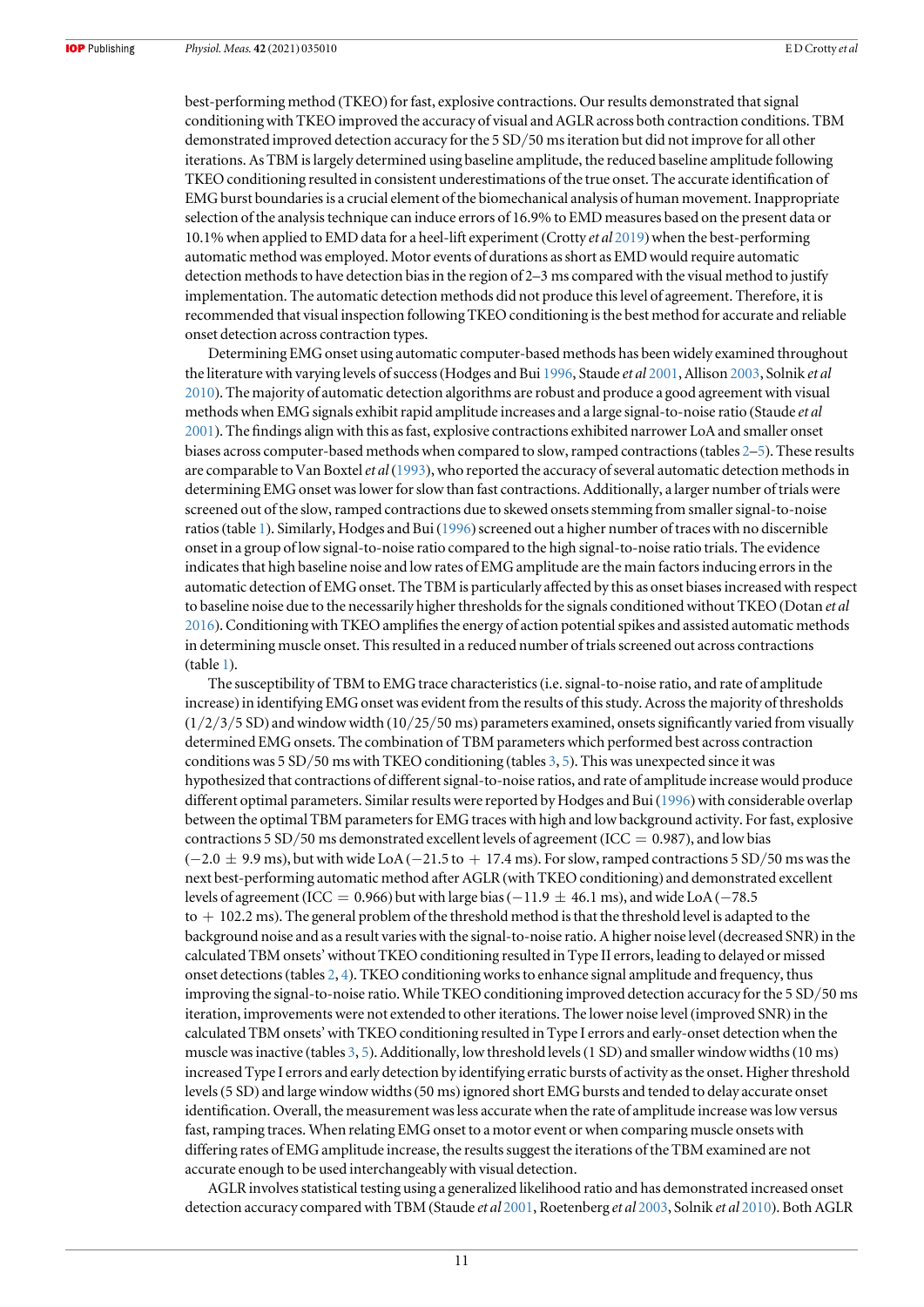best-performing method (TKEO) for fast, explosive contractions. Our results demonstrated that signal conditioning with TKEO improved the accuracy of visual and AGLR across both contraction conditions. TBM demonstrated improved detection accuracy for the 5 SD/50 ms iteration but did not improve for all other iterations. As TBM is largely determined using baseline amplitude, the reduced baseline amplitude following TKEO conditioning resulted in consistent underestimations of the true onset. The accurate identification of EMG burst boundaries is a crucial element of the biomechanical analysis of human movement. Inappropriate selection of the analysis technique can induce errors of 16.9% to EMD measures based on the present data or 10.1% when applied to EMD data for a heel-lift experiment (Crotty *et al* 2019) when the best-performing automatic method was employed. Motor events of durations as short as EMD would require automatic detection methods to have detection bias in the region of 2–3 ms compared with the visual method to justify implementation. The automatic detection methods did not produce this level of agreement. Therefore, it is recommended that visual inspection following TKEO conditioning is the best method for accurate and reliable onset detection across contraction types.

Determining EMG onset using automatic computer-based methods has been widely examined throughout the literature with varying levels of success (Hodges and Bui 1996, Staude *et al* 2001, Allison 2003, Solnik *et al* 2010). The majority of automatic detection algorithms are robust and produce a good agreement with visual methods when EMG signals exhibit rapid amplitude increases and a large signal-to-noise ratio (Staude *et al* 2001). The findings align with this as fast, explosive contractions exhibited narrower LoA and smaller onset biases across computer-based methods when compared to slow, ramped contractions (tables 2–5). These results are comparable to Van Boxtel *et al* (1993), who reported the accuracy of several automatic detection methods in determining EMG onset was lower for slow than fast contractions. Additionally, a larger number of trials were screened out of the slow, ramped contractions due to skewed onsets stemming from smaller signal-to-noise ratios (table 1). Similarly, Hodges and Bui (1996) screened out a higher number of traces with no discernible onset in a group of low signal-to-noise ratio compared to the high signal-to-noise ratio trials. The evidence indicates that high baseline noise and low rates of EMG amplitude are the main factors inducing errors in the automatic detection of EMG onset. The TBM is particularly affected by this as onset biases increased with respect to baseline noise due to the necessarily higher thresholds for the signals conditioned without TKEO (Dotan *et al* 2016). Conditioning with TKEO amplifies the energy of action potential spikes and assisted automatic methods in determining muscle onset. This resulted in a reduced number of trials screened out across contractions (table 1).

The susceptibility of TBM to EMG trace characteristics (i.e. signal-to-noise ratio, and rate of amplitude increase) in identifying EMG onset was evident from the results of this study. Across the majority of thresholds (1/2/3/5 SD) and window width (10/25/50 ms) parameters examined, onsets significantly varied from visually determined EMG onsets. The combination of TBM parameters which performed best across contraction conditions was 5 SD/50 ms with TKEO conditioning (tables 3, 5). This was unexpected since it was hypothesized that contractions of different signal-to-noise ratios, and rate of amplitude increase would produce different optimal parameters. Similar results were reported by Hodges and Bui (1996) with considerable overlap between the optimal TBM parameters for EMG traces with high and low background activity. For fast, explosive contractions 5 SD/50 ms demonstrated excellent levels of agreement (ICC = 0.987), and low bias (−2.0 ± 9.9 ms), but with wide LoA (−21.5 to + 17.4 ms). For slow, ramped contractions 5 SD/50 ms was the next best-performing automatic method after AGLR (with TKEO conditioning) and demonstrated excellent levels of agreement (ICC = 0.966) but with large bias (−11.9 ± 46.1 ms), and wide LoA (−78.5 to + 102.2 ms). The general problem of the threshold method is that the threshold level is adapted to the background noise and as a result varies with the signal-to-noise ratio. A higher noise level (decreased SNR) in the calculated TBM onsets' without TKEO conditioning resulted in Type II errors, leading to delayed or missed onset detections (tables 2, 4). TKEO conditioning works to enhance signal amplitude and frequency, thus improving the signal-to-noise ratio. While TKEO conditioning improved detection accuracy for the 5 SD/50 ms iteration, improvements were not extended to other iterations. The lower noise level (improved SNR) in the calculated TBM onsets' with TKEO conditioning resulted in Type I errors and early-onset detection when the muscle was inactive (tables 3, 5). Additionally, low threshold levels (1 SD) and smaller window widths (10 ms) increased Type I errors and early detection by identifying erratic bursts of activity as the onset. Higher threshold levels (5 SD) and large window widths (50 ms) ignored short EMG bursts and tended to delay accurate onset identification. Overall, the measurement was less accurate when the rate of amplitude increase was low versus fast, ramping traces. When relating EMG onset to a motor event or when comparing muscle onsets with differing rates of EMG amplitude increase, the results suggest the iterations of the TBM examined are not accurate enough to be used interchangeably with visual detection.

AGLR involves statistical testing using a generalized likelihood ratio and has demonstrated increased onset detection accuracy compared with TBM (Staude *et al* 2001, Roetenberg *et al* 2003, Solnik *et al* 2010). Both AGLR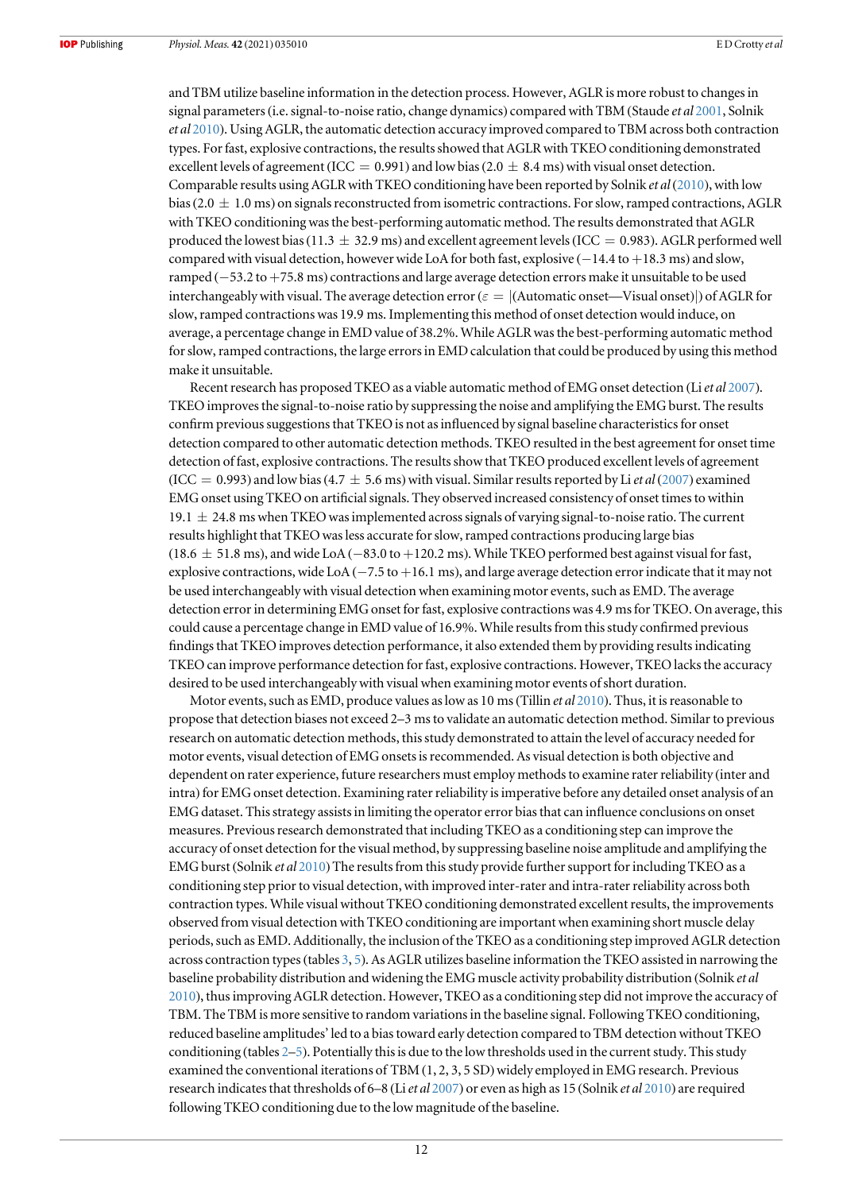and TBM utilize baseline information in the detection process. However, AGLR is more robust to changes in signal parameters (i.e. signal-to-noise ratio, change dynamics) compared with TBM (Staude *et al* 2001, Solnik *et al* 2010). Using AGLR, the automatic detection accuracy improved compared to TBM across both contraction types. For fast, explosive contractions, the results showed that AGLR with TKEO conditioning demonstrated excellent levels of agreement (ICC $= 0.991$) and low bias ($2.0 \pm 8.4$ ms) with visual onset detection. Comparable results using AGLR with TKEO conditioning have been reported by Solnik *et al* (2010), with low bias ($2.0 \pm 1.0$ ms) on signals reconstructed from isometric contractions. For slow, ramped contractions, AGLR with TKEO conditioning was the best-performing automatic method. The results demonstrated that AGLR produced the lowest bias ($11.3 \pm 32.9$ ms) and excellent agreement levels (ICC $= 0.983$). AGLR performed well compared with visual detection, however wide LoA for both fast, explosive ($-14.4$ to $+18.3$ ms) and slow, ramped ($-53.2$ to $+75.8$ ms) contractions and large average detection errors make it unsuitable to be used interchangeably with visual. The average detection error ($\varepsilon = |(\text{Automatic onset—Visual onset})|$) of AGLR for slow, ramped contractions was 19.9 ms. Implementing this method of onset detection would induce, on average, a percentage change in EMD value of 38.2%. While AGLR was the best-performing automatic method for slow, ramped contractions, the large errors in EMD calculation that could be produced by using this method make it unsuitable.

Recent research has proposed TKEO as a viable automatic method of EMG onset detection (Li *et al* 2007). TKEO improves the signal-to-noise ratio by suppressing the noise and amplifying the EMG burst. The results confirm previous suggestions that TKEO is not as influenced by signal baseline characteristics for onset detection compared to other automatic detection methods. TKEO resulted in the best agreement for onset time detection of fast, explosive contractions. The results show that TKEO produced excellent levels of agreement (ICC $= 0.993$) and low bias ($4.7 \pm 5.6$ ms) with visual. Similar results reported by Li *et al* (2007) examined EMG onset using TKEO on artificial signals. They observed increased consistency of onset times to within $19.1 \pm 24.8$ ms when TKEO was implemented across signals of varying signal-to-noise ratio. The current results highlight that TKEO was less accurate for slow, ramped contractions producing large bias ($18.6 \pm 51.8$ ms), and wide LoA ($-83.0$ to $+120.2$ ms). While TKEO performed best against visual for fast, explosive contractions, wide LoA ($-7.5$ to $+16.1$ ms), and large average detection error indicate that it may not be used interchangeably with visual detection when examining motor events, such as EMD. The average detection error in determining EMG onset for fast, explosive contractions was 4.9 ms for TKEO. On average, this could cause a percentage change in EMD value of 16.9%. While results from this study confirmed previous findings that TKEO improves detection performance, it also extended them by providing results indicating TKEO can improve performance detection for fast, explosive contractions. However, TKEO lacks the accuracy desired to be used interchangeably with visual when examining motor events of short duration.

Motor events, such as EMD, produce values as low as 10 ms (Tillin *et al* 2010). Thus, it is reasonable to propose that detection biases not exceed 2–3 ms to validate an automatic detection method. Similar to previous research on automatic detection methods, this study demonstrated to attain the level of accuracy needed for motor events, visual detection of EMG onsets is recommended. As visual detection is both objective and dependent on rater experience, future researchers must employ methods to examine rater reliability (inter and intra) for EMG onset detection. Examining rater reliability is imperative before any detailed onset analysis of an EMG dataset. This strategy assists in limiting the operator error bias that can influence conclusions on onset measures. Previous research demonstrated that including TKEO as a conditioning step can improve the accuracy of onset detection for the visual method, by suppressing baseline noise amplitude and amplifying the EMG burst (Solnik *et al* 2010) The results from this study provide further support for including TKEO as a conditioning step prior to visual detection, with improved inter-rater and intra-rater reliability across both contraction types. While visual without TKEO conditioning demonstrated excellent results, the improvements observed from visual detection with TKEO conditioning are important when examining short muscle delay periods, such as EMD. Additionally, the inclusion of the TKEO as a conditioning step improved AGLR detection across contraction types (tables 3, 5). As AGLR utilizes baseline information the TKEO assisted in narrowing the baseline probability distribution and widening the EMG muscle activity probability distribution (Solnik *et al* 2010), thus improving AGLR detection. However, TKEO as a conditioning step did not improve the accuracy of TBM. The TBM is more sensitive to random variations in the baseline signal. Following TKEO conditioning, reduced baseline amplitudes' led to a bias toward early detection compared to TBM detection without TKEO conditioning (tables 2–5). Potentially this is due to the low thresholds used in the current study. This study examined the conventional iterations of TBM (1, 2, 3, 5 SD) widely employed in EMG research. Previous research indicates that thresholds of 6–8 (Li *et al* 2007) or even as high as 15 (Solnik *et al* 2010) are required following TKEO conditioning due to the low magnitude of the baseline.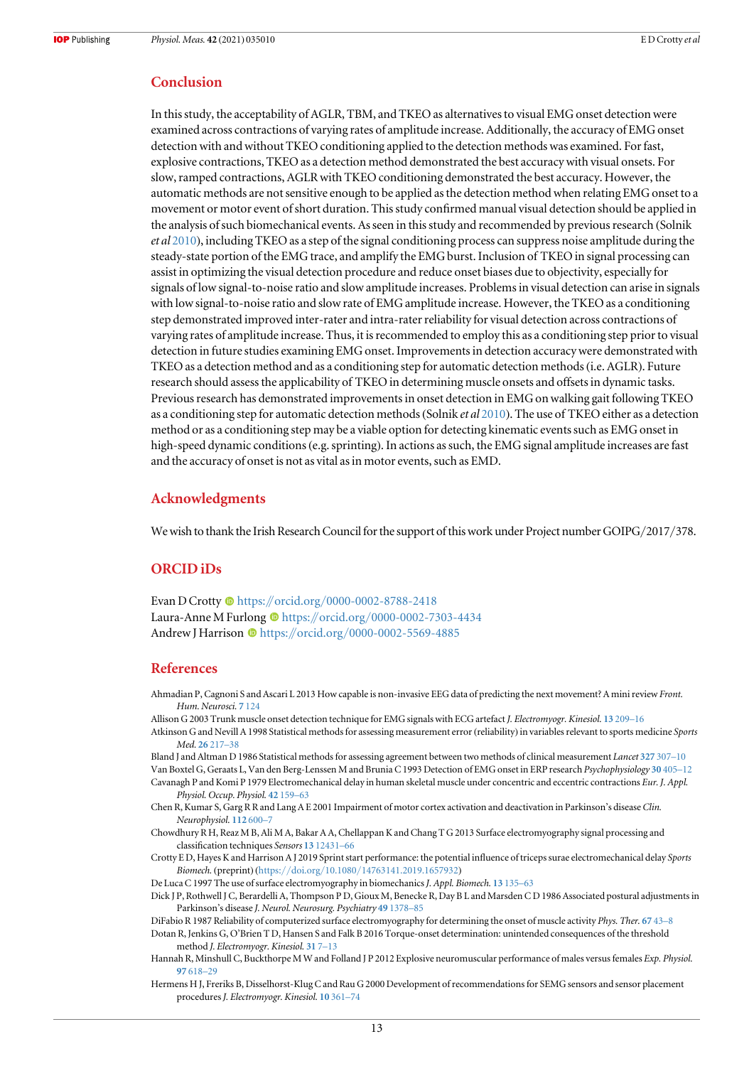## Conclusion

In this study, the acceptability of AGLR, TBM, and TKEO as alternatives to visual EMG onset detection were examined across contractions of varying rates of amplitude increase. Additionally, the accuracy of EMG onset detection with and without TKEO conditioning applied to the detection methods was examined. For fast, explosive contractions, TKEO as a detection method demonstrated the best accuracy with visual onsets. For slow, ramped contractions, AGLR with TKEO conditioning demonstrated the best accuracy. However, the automatic methods are not sensitive enough to be applied as the detection method when relating EMG onset to a movement or motor event of short duration. This study confirmed manual visual detection should be applied in the analysis of such biomechanical events. As seen in this study and recommended by previous research (Solnik *et al* 2010), including TKEO as a step of the signal conditioning process can suppress noise amplitude during the steady-state portion of the EMG trace, and amplify the EMG burst. Inclusion of TKEO in signal processing can assist in optimizing the visual detection procedure and reduce onset biases due to objectivity, especially for signals of low signal-to-noise ratio and slow amplitude increases. Problems in visual detection can arise in signals with low signal-to-noise ratio and slow rate of EMG amplitude increase. However, the TKEO as a conditioning step demonstrated improved inter-rater and intra-rater reliability for visual detection across contractions of varying rates of amplitude increase. Thus, it is recommended to employ this as a conditioning step prior to visual detection in future studies examining EMG onset. Improvements in detection accuracy were demonstrated with TKEO as a detection method and as a conditioning step for automatic detection methods (i.e. AGLR). Future research should assess the applicability of TKEO in determining muscle onsets and offsets in dynamic tasks. Previous research has demonstrated improvements in onset detection in EMG on walking gait following TKEO as a conditioning step for automatic detection methods (Solnik *et al* 2010). The use of TKEO either as a detection method or as a conditioning step may be a viable option for detecting kinematic events such as EMG onset in high-speed dynamic conditions (e.g. sprinting). In actions as such, the EMG signal amplitude increases are fast and the accuracy of onset is not as vital as in motor events, such as EMD.

## Acknowledgments

We wish to thank the Irish Research Council for the support of this work under Project number GOIPG/2017/378.

## ORCID iDs

Evan D Crotty https://orcid.org/0000-0002-8788-2418
Laura-Anne M Furlong https://orcid.org/0000-0002-7303-4434
Andrew J Harrison https://orcid.org/0000-0002-5569-4885

## References

Ahmadian P, Cagnoni S and Ascari L 2013 How capable is non-invasive EEG data of predicting the next movement? A mini review *Front. Hum. Neurosci.* **7** 124

Allison G 2003 Trunk muscle onset detection technique for EMG signals with ECG artefact *J. Electromyogr. Kinesiol.* **13** 209–16

Atkinson G and Nevill A 1998 Statistical methods for assessing measurement error (reliability) in variables relevant to sports medicine *Sports Med.* **26** 217–38

Bland J and Altman D 1986 Statistical methods for assessing agreement between two methods of clinical measurement *Lancet* **327** 307–10

Van Boxtel G, Geraats L, Van den Berg-Lenssen M and Brunia C 1993 Detection of EMG onset in ERP research *Psychophysiology* **30** 405–12

Cavanagh P and Komi P 1979 Electromechanical delay in human skeletal muscle under concentric and eccentric contractions *Eur. J. Appl. Physiol. Occup. Physiol.* **42** 159–63

Chen R, Kumar S, Garg R R and Lang A E 2001 Impairment of motor cortex activation and deactivation in Parkinson's disease *Clin. Neurophysiol.* **112** 600–7

Chowdhury R H, Reaz M B, Ali M A, Bakar A A, Chellappan K and Chang T G 2013 Surface electromyography signal processing and classification techniques *Sensors* **13** 12431–66

Crotty E D, Hayes K and Harrison A J 2019 Sprint start performance: the potential influence of triceps surae electromechanical delay *Sports Biomech.* (preprint) (https://doi.org/10.1080/14763141.2019.1657932)

De Luca C 1997 The use of surface electromyography in biomechanics *J. Appl. Biomech.* **13** 135–63

Dick J P, Rothwell J C, Berardelli A, Thompson P D, Gioux M, Benecke R, Day B L and Marsden C D 1986 Associated postural adjustments in Parkinson's disease *J. Neurol. Neurosurg. Psychiatry* **49** 1378–85

DiFabio R 1987 Reliability of computerized surface electromyography for determining the onset of muscle activity *Phys. Ther.* **67** 43–8

Dotan R, Jenkins G, O'Brien T D, Hansen S and Falk B 2016 Torque-onset determination: unintended consequences of the threshold method *J. Electromyogr. Kinesiol.* **31** 7–13

Hannah R, Minshull C, Buckthorpe M W and Folland J P 2012 Explosive neuromuscular performance of males versus females *Exp. Physiol.* **97** 618–29

Hermens H J, Freriks B, Disselhorst-Klug C and Rau G 2000 Development of recommendations for SEMG sensors and sensor placement procedures *J. Electromyogr. Kinesiol.* **10** 361–74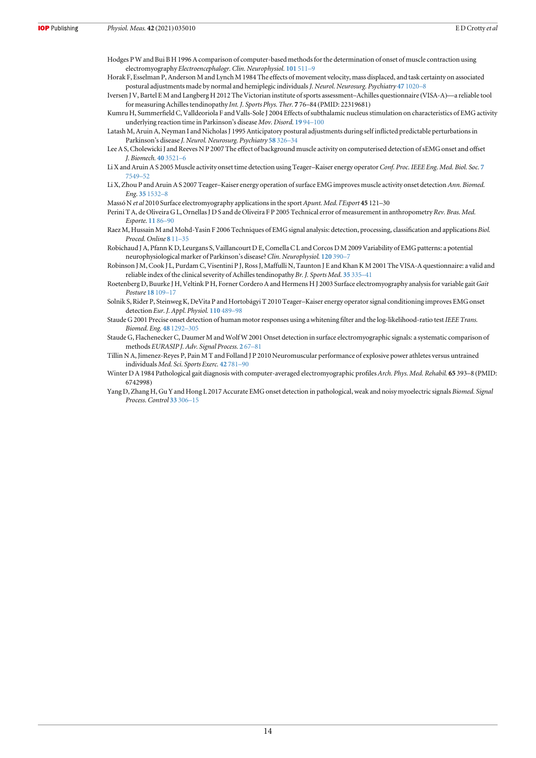Hodges P W and Bui B H 1996 A comparison of computer-based methods for the determination of onset of muscle contraction using electromyography *Electroencephalogr. Clin. Neurophysiol.* **101** 511–9

Horak F, Esselman P, Anderson M and Lynch M 1984 The effects of movement velocity, mass displaced, and task certainty on associated postural adjustments made by normal and hemiplegic individuals *J. Neurol. Neurosurg. Psychiatry* **47** 1020–8

Iversen J V, Bartel E M and Langberg H 2012 The Victorian institute of sports assessment–Achilles questionnaire (VISA-A)—a reliable tool for measuring Achilles tendinopathy *Int. J. Sports Phys. Ther.* **7** 76–84 (PMID: 22319681)

Kumru H, Summerfield C, Valldeoriola F and Valls-Sole J 2004 Effects of subthalamic nucleus stimulation on characteristics of EMG activity underlying reaction time in Parkinson's disease *Mov. Disord.* **19** 94–100

Latash M, Aruin A, Neyman I and Nicholas J 1995 Anticipatory postural adjustments during self inflicted predictable perturbations in Parkinson's disease *J. Neurol. Neurosurg. Psychiatry* **58** 326–34

Lee A S, Cholewicki J and Reeves N P 2007 The effect of background muscle activity on computerised detection of sEMG onset and offset *J. Biomech.* **40** 3521–6

Li X and Aruin A S 2005 Muscle activity onset time detection using Teager–Kaiser energy operator *Conf. Proc. IEEE Eng. Med. Biol. Soc.* **7** 7549–52

Li X, Zhou P and Aruin A S 2007 Teager–Kaiser energy operation of surface EMG improves muscle activity onset detection *Ann. Biomed. Eng.* **35** 1532–8

Massó N *et al* 2010 Surface electromyography applications in the sport *Apunt. Med. l'Esport* **45** 121–30

Perini T A, de Oliveira G L, Ornellas J D S and de Oliveira F P 2005 Technical error of measurement in anthropometry *Rev. Bras. Med. Esporte.* **11** 86–90

Raez M, Hussain M and Mohd-Yasin F 2006 Techniques of EMG signal analysis: detection, processing, classification and applications *Biol. Proced. Online* **8** 11–35

Robichaud J A, Pfann K D, Leurgans S, Vaillancourt D E, Comella C L and Corcos D M 2009 Variability of EMG patterns: a potential neurophysiological marker of Parkinson's disease? *Clin. Neurophysiol.* **120** 390–7

Robinson J M, Cook J L, Purdam C, Visentini P J, Ross J, Maffulli N, Taunton J E and Khan K M 2001 The VISA-A questionnaire: a valid and reliable index of the clinical severity of Achilles tendinopathy *Br. J. Sports Med.* **35** 335–41

Roetenberg D, Buurke J H, Veltink P H, Forner Cordero A and Hermens H J 2003 Surface electromyography analysis for variable gait *Gait Posture* **18** 109–17

Solnik S, Rider P, Steinweg K, DeVita P and Hortobágyi T 2010 Teager–Kaiser energy operator signal conditioning improves EMG onset detection *Eur. J. Appl. Physiol.* **110** 489–98

Staude G 2001 Precise onset detection of human motor responses using a whitening filter and the log-likelihood-ratio test *IEEE Trans. Biomed. Eng.* **48** 1292–305

Staude G, Flachenecker C, Daumer M and Wolf W 2001 Onset detection in surface electromyographic signals: a systematic comparison of methods *EURASIP J. Adv. Signal Process.* **2** 67–81

Tillin N A, Jimenez-Reyes P, Pain M T and Folland J P 2010 Neuromuscular performance of explosive power athletes versus untrained individuals *Med. Sci. Sports Exerc.* **42** 781–90

Winter D A 1984 Pathological gait diagnosis with computer-averaged electromyographic profiles *Arch. Phys. Med. Rehabil.* **65** 393–8 (PMID: 6742998)

Yang D, Zhang H, Gu Y and Hong L 2017 Accurate EMG onset detection in pathological, weak and noisy myoelectric signals *Biomed. Signal Process. Control* **33** 306–15